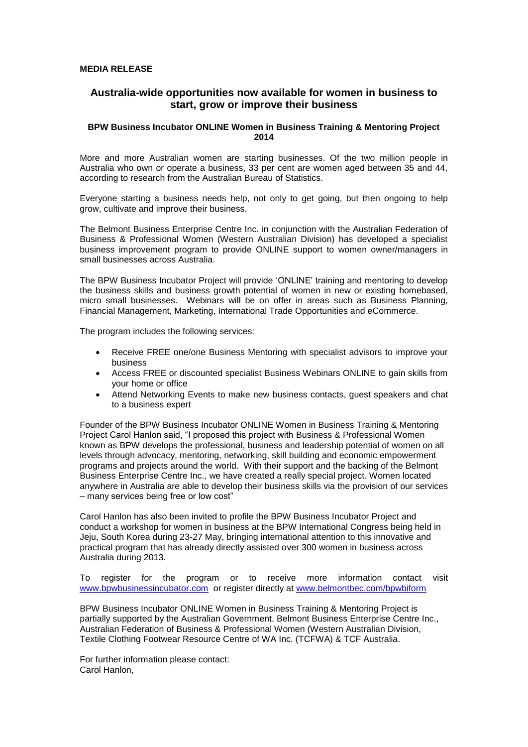**MEDIA RELEASE**

## Australia-wide opportunities now available for women in business to start, grow or improve their business

### BPW Business Incubator ONLINE Women in Business Training & Mentoring Project 2014

More and more Australian women are starting businesses. Of the two million people in Australia who own or operate a business, 33 per cent are women aged between 35 and 44, according to research from the Australian Bureau of Statistics.

Everyone starting a business needs help, not only to get going, but then ongoing to help grow, cultivate and improve their business.

The Belmont Business Enterprise Centre Inc. in conjunction with the Australian Federation of Business & Professional Women (Western Australian Division) has developed a specialist business improvement program to provide ONLINE support to women owner/managers in small businesses across Australia.

The BPW Business Incubator Project will provide 'ONLINE' training and mentoring to develop the business skills and business growth potential of women in new or existing homebased, micro small businesses. Webinars will be on offer in areas such as Business Planning, Financial Management, Marketing, International Trade Opportunities and eCommerce.

The program includes the following services:

- Receive FREE one/one Business Mentoring with specialist advisors to improve your business
- Access FREE or discounted specialist Business Webinars ONLINE to gain skills from your home or office
- Attend Networking Events to make new business contacts, guest speakers and chat to a business expert

Founder of the BPW Business Incubator ONLINE Women in Business Training & Mentoring Project Carol Hanlon said, "I proposed this project with Business & Professional Women known as BPW develops the professional, business and leadership potential of women on all levels through advocacy, mentoring, networking, skill building and economic empowerment programs and projects around the world. With their support and the backing of the Belmont Business Enterprise Centre Inc., we have created a really special project. Women located anywhere in Australia are able to develop their business skills via the provision of our services – many services being free or low cost"

Carol Hanlon has also been invited to profile the BPW Business Incubator Project and conduct a workshop for women in business at the BPW International Congress being held in Jeju, South Korea during 23-27 May, bringing international attention to this innovative and practical program that has already directly assisted over 300 women in business across Australia during 2013.

To register for the program or to receive more information contact visit www.bpwbusinessincubator.com or register directly at www.belmontbec.com/bpwbiform

BPW Business Incubator ONLINE Women in Business Training & Mentoring Project is partially supported by the Australian Government, Belmont Business Enterprise Centre Inc., Australian Federation of Business & Professional Women (Western Australian Division, Textile Clothing Footwear Resource Centre of WA Inc. (TCFWA) & TCF Australia.

For further information please contact:
Carol Hanlon,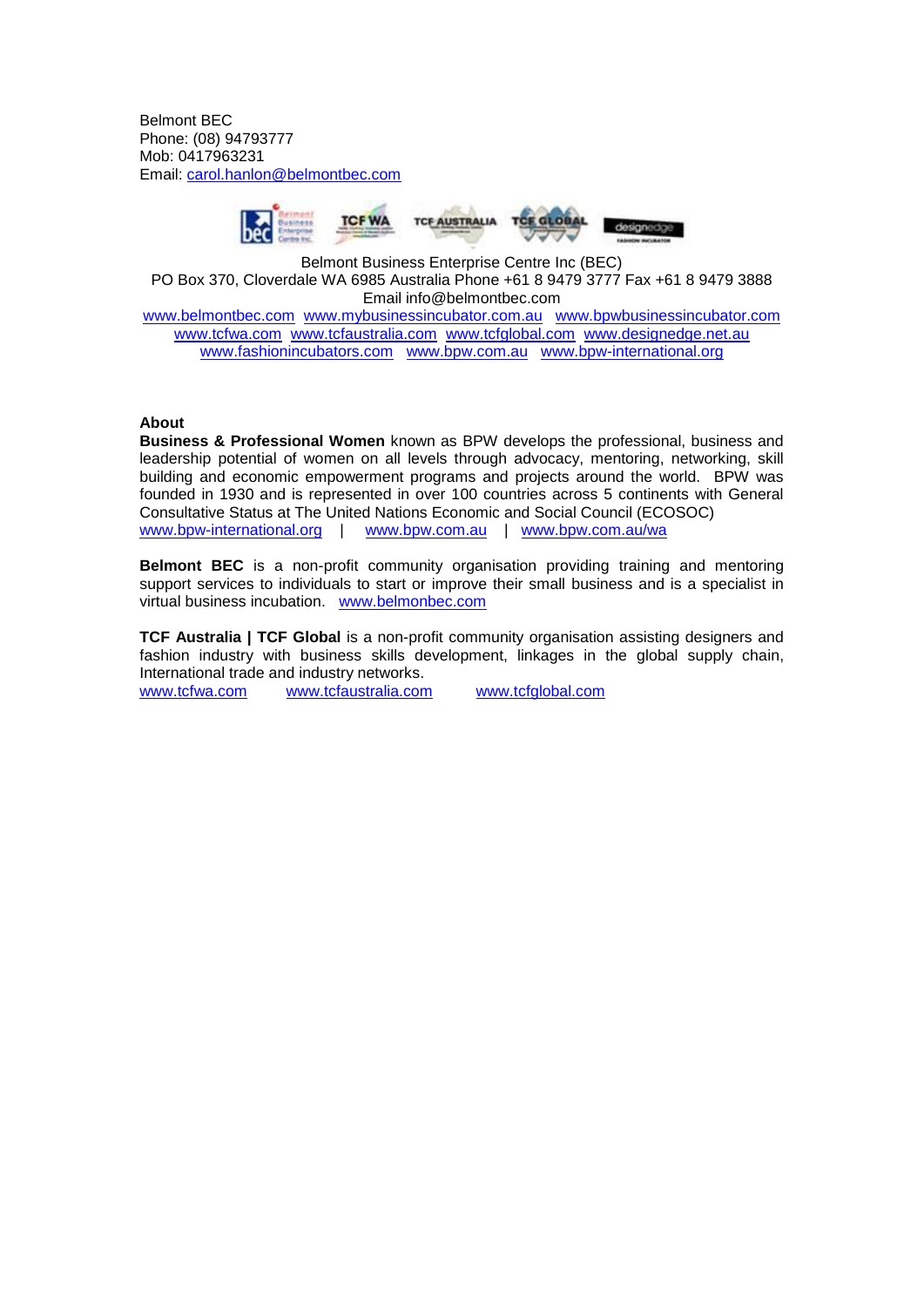Belmont BEC
Phone: (08) 94793777
Mob: 0417963231
Email: carol.hanlon@belmontbec.com

Belmont Business Enterprise Centre Inc (BEC)
PO Box 370, Cloverdale WA 6985 Australia Phone +61 8 9479 3777 Fax +61 8 9479 3888
Email info@belmontbec.com
www.belmontbec.com www.mybusinessincubator.com.au www.bpwbusinessincubator.com
www.tcfwa.com www.tcfaustralia.com www.tcfglobal.com www.designedge.net.au
www.fashionincubators.com www.bpw.com.au www.bpw-international.org

**About**

**Business & Professional Women** known as BPW develops the professional, business and leadership potential of women on all levels through advocacy, mentoring, networking, skill building and economic empowerment programs and projects around the world. BPW was founded in 1930 and is represented in over 100 countries across 5 continents with General Consultative Status at The United Nations Economic and Social Council (ECOSOC)
www.bpw-international.org | www.bpw.com.au | www.bpw.com.au/wa

**Belmont BEC** is a non-profit community organisation providing training and mentoring support services to individuals to start or improve their small business and is a specialist in virtual business incubation. www.belmonbec.com

**TCF Australia | TCF Global** is a non-profit community organisation assisting designers and fashion industry with business skills development, linkages in the global supply chain, International trade and industry networks.
www.tcfwa.com www.tcfaustralia.com www.tcfglobal.com